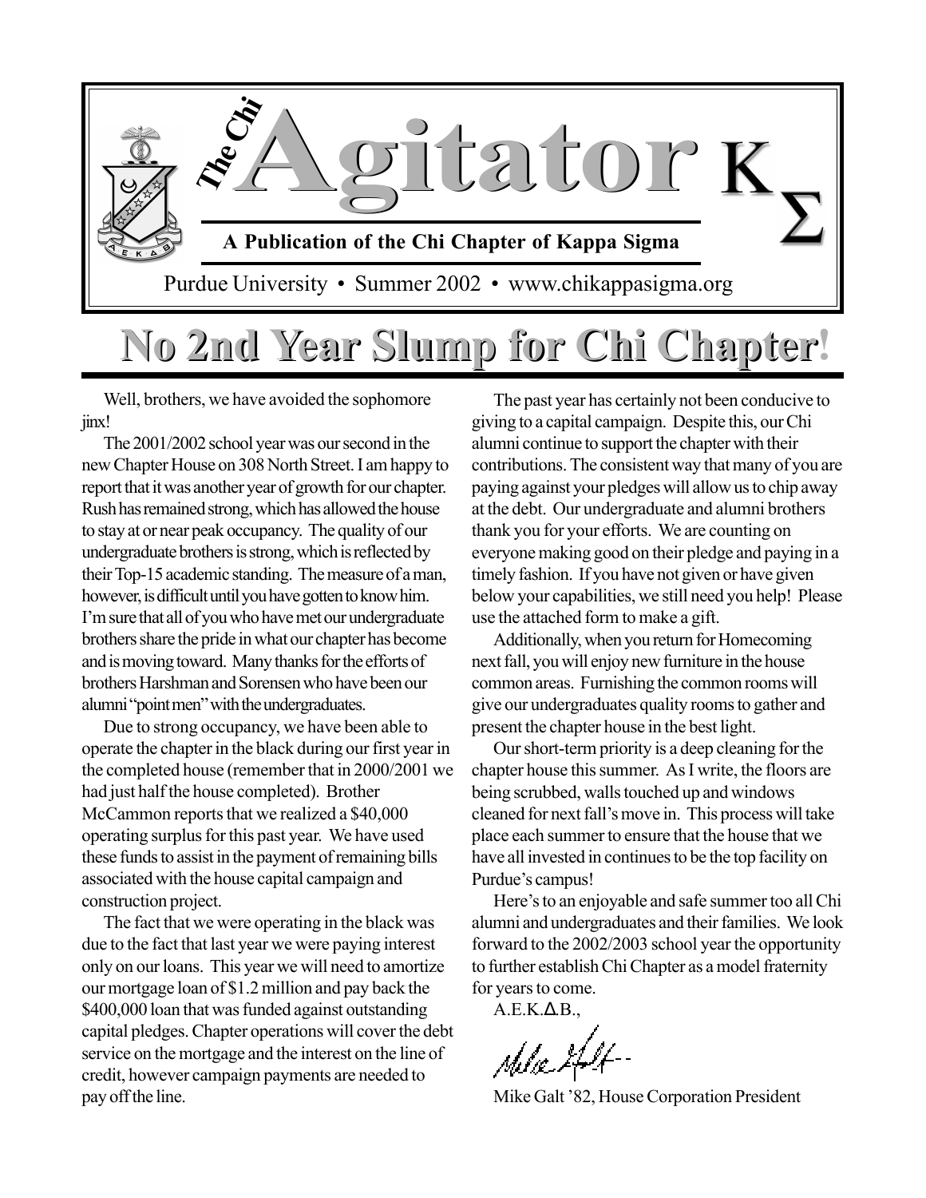# The Chi Agitator ΚΣ

**A Publication of the Chi Chapter of Kappa Sigma**

Purdue University • Summer 2002 • www.chikappasigma.org

## No 2nd Year Slump for Chi Chapter!

Well, brothers, we have avoided the sophomore jinx!

The 2001/2002 school year was our second in the new Chapter House on 308 North Street. I am happy to report that it was another year of growth for our chapter. Rush has remained strong, which has allowed the house to stay at or near peak occupancy. The quality of our undergraduate brothers is strong, which is reflected by their Top-15 academic standing. The measure of a man, however, is difficult until you have gotten to know him. I'm sure that all of you who have met our undergraduate brothers share the pride in what our chapter has become and is moving toward. Many thanks for the efforts of brothers Harshman and Sorensen who have been our alumni "point men" with the undergraduates.

Due to strong occupancy, we have been able to operate the chapter in the black during our first year in the completed house (remember that in 2000/2001 we had just half the house completed). Brother McCammon reports that we realized a $40,000 operating surplus for this past year. We have used these funds to assist in the payment of remaining bills associated with the house capital campaign and construction project.

The fact that we were operating in the black was due to the fact that last year we were paying interest only on our loans. This year we will need to amortize our mortgage loan of $1.2 million and pay back the $400,000 loan that was funded against outstanding capital pledges. Chapter operations will cover the debt service on the mortgage and the interest on the line of credit, however campaign payments are needed to pay off the line.

The past year has certainly not been conducive to giving to a capital campaign. Despite this, our Chi alumni continue to support the chapter with their contributions. The consistent way that many of you are paying against your pledges will allow us to chip away at the debt. Our undergraduate and alumni brothers thank you for your efforts. We are counting on everyone making good on their pledge and paying in a timely fashion. If you have not given or have given below your capabilities, we still need you help! Please use the attached form to make a gift.

Additionally, when you return for Homecoming next fall, you will enjoy new furniture in the house common areas. Furnishing the common rooms will give our undergraduates quality rooms to gather and present the chapter house in the best light.

Our short-term priority is a deep cleaning for the chapter house this summer. As I write, the floors are being scrubbed, walls touched up and windows cleaned for next fall's move in. This process will take place each summer to ensure that the house that we have all invested in continues to be the top facility on Purdue's campus!

Here's to an enjoyable and safe summer too all Chi alumni and undergraduates and their families. We look forward to the 2002/2003 school year the opportunity to further establish Chi Chapter as a model fraternity for years to come.

A.E.K.Δ.B.,

Mike Galt '82, House Corporation President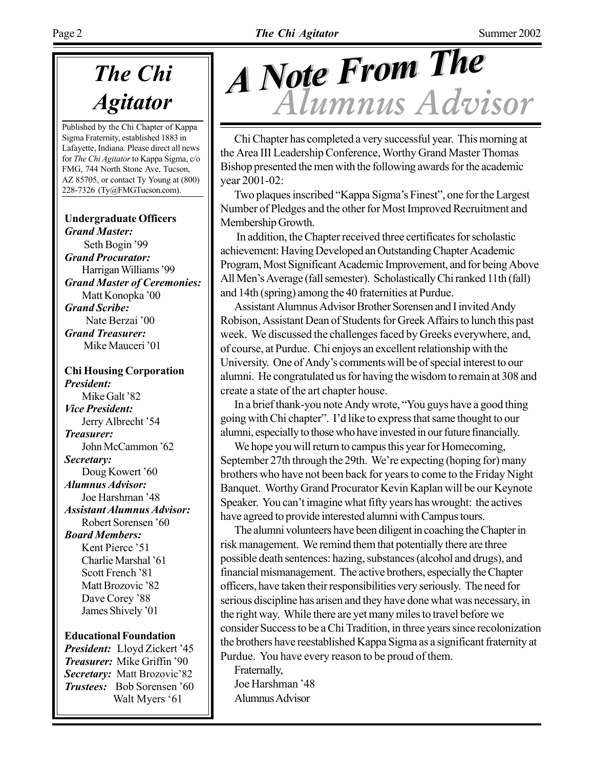# The Chi Agitator

Published by the Chi Chapter of Kappa Sigma Fraternity, established 1883 in Lafayette, Indiana. Please direct all news for *The Chi Agitator* to Kappa Sigma, c/o FMG, 744 North Stone Ave, Tucson, AZ 85705, or contact Ty Young at (800) 228-7326 (Ty@FMGTucson.com).

**Undergraduate Officers**

***Grand Master:*** Seth Bogin '99

***Grand Procurator:*** Harrigan Williams '99

***Grand Master of Ceremonies:*** Matt Konopka '00

***Grand Scribe:*** Nate Berzai '00

***Grand Treasurer:*** Mike Mauceri '01

**Chi Housing Corporation**

***President:*** Mike Galt '82

***Vice President:*** Jerry Albrecht '54

***Treasurer:*** John McCammon '62

***Secretary:*** Doug Kowert '60

***Alumnus Advisor:*** Joe Harshman '48

***Assistant Alumnus Advisor:*** Robert Sorensen '60

***Board Members:***
Kent Pierce '51
Charlie Marshal '61
Scott French '81
Matt Brozovic '82
Dave Corey '88
James Shively '01

**Educational Foundation**

***President:*** Lloyd Zickert '45

***Treasurer:*** Mike Griffin '90

***Secretary:*** Matt Brozovic'82

***Trustees:*** Bob Sorensen '60
Walt Myers '61

# A Note From The Alumnus Advisor

Chi Chapter has completed a very successful year. This morning at the Area III Leadership Conference, Worthy Grand Master Thomas Bishop presented the men with the following awards for the academic year 2001-02:

Two plaques inscribed "Kappa Sigma's Finest", one for the Largest Number of Pledges and the other for Most Improved Recruitment and Membership Growth.

In addition, the Chapter received three certificates for scholastic achievement: Having Developed an Outstanding Chapter Academic Program, Most Significant Academic Improvement, and for being Above All Men's Average (fall semester). Scholastically Chi ranked 11th (fall) and 14th (spring) among the 40 fraternities at Purdue.

Assistant Alumnus Advisor Brother Sorensen and I invited Andy Robison, Assistant Dean of Students for Greek Affairs to lunch this past week. We discussed the challenges faced by Greeks everywhere, and, of course, at Purdue. Chi enjoys an excellent relationship with the University. One of Andy's comments will be of special interest to our alumni. He congratulated us for having the wisdom to remain at 308 and create a state of the art chapter house.

In a brief thank-you note Andy wrote, "You guys have a good thing going with Chi chapter". I'd like to express that same thought to our alumni, especially to those who have invested in our future financially.

We hope you will return to campus this year for Homecoming, September 27th through the 29th. We're expecting (hoping for) many brothers who have not been back for years to come to the Friday Night Banquet. Worthy Grand Procurator Kevin Kaplan will be our Keynote Speaker. You can't imagine what fifty years has wrought: the actives have agreed to provide interested alumni with Campus tours.

The alumni volunteers have been diligent in coaching the Chapter in risk management. We remind them that potentially there are three possible death sentences: hazing, substances (alcohol and drugs), and financial mismanagement. The active brothers, especially the Chapter officers, have taken their responsibilities very seriously. The need for serious discipline has arisen and they have done what was necessary, in the right way. While there are yet many miles to travel before we consider Success to be a Chi Tradition, in three years since recolonization the brothers have reestablished Kappa Sigma as a significant fraternity at Purdue. You have every reason to be proud of them.

Fraternally,
Joe Harshman '48
Alumnus Advisor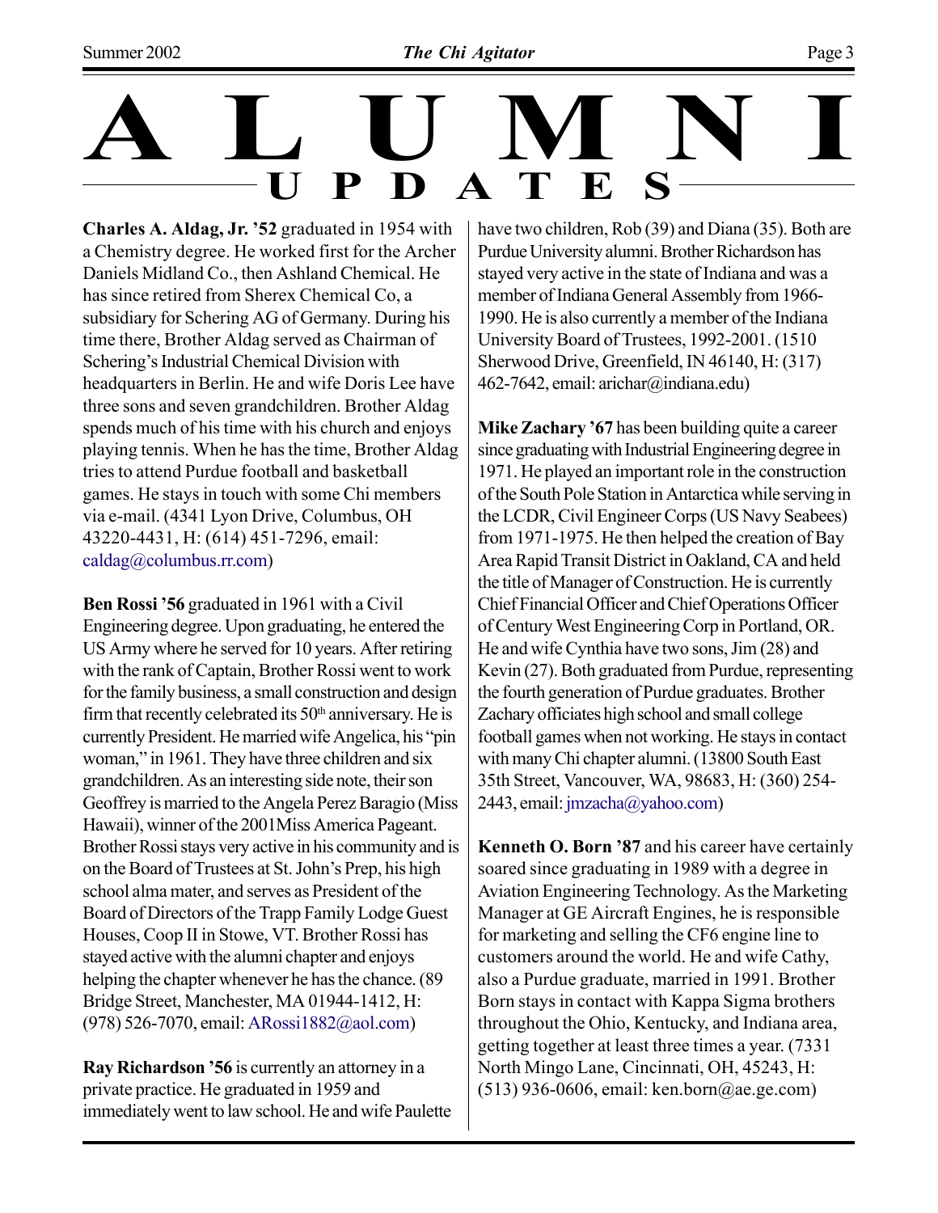# ALUMNI UPDATES

**Charles A. Aldag, Jr. '52** graduated in 1954 with a Chemistry degree. He worked first for the Archer Daniels Midland Co., then Ashland Chemical. He has since retired from Sherex Chemical Co, a subsidiary for Schering AG of Germany. During his time there, Brother Aldag served as Chairman of Schering's Industrial Chemical Division with headquarters in Berlin. He and wife Doris Lee have three sons and seven grandchildren. Brother Aldag spends much of his time with his church and enjoys playing tennis. When he has the time, Brother Aldag tries to attend Purdue football and basketball games. He stays in touch with some Chi members via e-mail. (4341 Lyon Drive, Columbus, OH 43220-4431, H: (614) 451-7296, email: caldag@columbus.rr.com)

**Ben Rossi '56** graduated in 1961 with a Civil Engineering degree. Upon graduating, he entered the US Army where he served for 10 years. After retiring with the rank of Captain, Brother Rossi went to work for the family business, a small construction and design firm that recently celebrated its 50th anniversary. He is currently President. He married wife Angelica, his "pin woman," in 1961. They have three children and six grandchildren. As an interesting side note, their son Geoffrey is married to the Angela Perez Baragio (Miss Hawaii), winner of the 2001Miss America Pageant. Brother Rossi stays very active in his community and is on the Board of Trustees at St. John's Prep, his high school alma mater, and serves as President of the Board of Directors of the Trapp Family Lodge Guest Houses, Coop II in Stowe, VT. Brother Rossi has stayed active with the alumni chapter and enjoys helping the chapter whenever he has the chance. (89 Bridge Street, Manchester, MA 01944-1412, H: (978) 526-7070, email: ARossi1882@aol.com)

**Ray Richardson '56** is currently an attorney in a private practice. He graduated in 1959 and immediately went to law school. He and wife Paulette have two children, Rob (39) and Diana (35). Both are Purdue University alumni. Brother Richardson has stayed very active in the state of Indiana and was a member of Indiana General Assembly from 1966-1990. He is also currently a member of the Indiana University Board of Trustees, 1992-2001. (1510 Sherwood Drive, Greenfield, IN 46140, H: (317) 462-7642, email: arichar@indiana.edu)

**Mike Zachary '67** has been building quite a career since graduating with Industrial Engineering degree in 1971. He played an important role in the construction of the South Pole Station in Antarctica while serving in the LCDR, Civil Engineer Corps (US Navy Seabees) from 1971-1975. He then helped the creation of Bay Area Rapid Transit District in Oakland, CA and held the title of Manager of Construction. He is currently Chief Financial Officer and Chief Operations Officer of Century West Engineering Corp in Portland, OR. He and wife Cynthia have two sons, Jim (28) and Kevin (27). Both graduated from Purdue, representing the fourth generation of Purdue graduates. Brother Zachary officiates high school and small college football games when not working. He stays in contact with many Chi chapter alumni. (13800 South East 35th Street, Vancouver, WA, 98683, H: (360) 254-2443, email: jmzacha@yahoo.com)

**Kenneth O. Born '87** and his career have certainly soared since graduating in 1989 with a degree in Aviation Engineering Technology. As the Marketing Manager at GE Aircraft Engines, he is responsible for marketing and selling the CF6 engine line to customers around the world. He and wife Cathy, also a Purdue graduate, married in 1991. Brother Born stays in contact with Kappa Sigma brothers throughout the Ohio, Kentucky, and Indiana area, getting together at least three times a year. (7331 North Mingo Lane, Cincinnati, OH, 45243, H: (513) 936-0606, email: ken.born@ae.ge.com)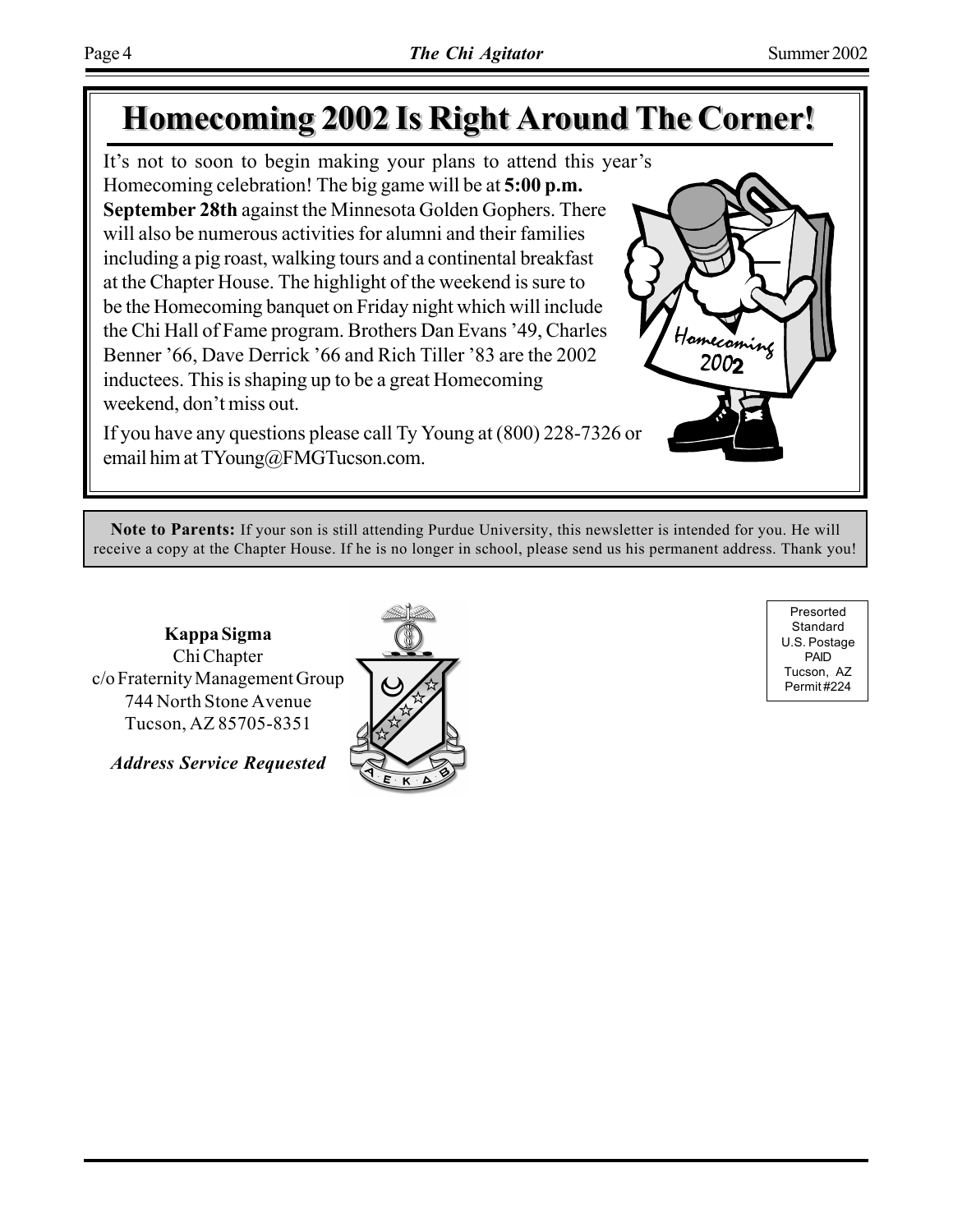# Homecoming 2002 Is Right Around The Corner!

It's not to soon to begin making your plans to attend this year's Homecoming celebration! The big game will be at **5:00 p.m. September 28th** against the Minnesota Golden Gophers. There will also be numerous activities for alumni and their families including a pig roast, walking tours and a continental breakfast at the Chapter House. The highlight of the weekend is sure to be the Homecoming banquet on Friday night which will include the Chi Hall of Fame program. Brothers Dan Evans '49, Charles Benner '66, Dave Derrick '66 and Rich Tiller '83 are the 2002 inductees. This is shaping up to be a great Homecoming weekend, don't miss out.

If you have any questions please call Ty Young at (800) 228-7326 or email him at TYoung@FMGTucson.com.

**Note to Parents:** If your son is still attending Purdue University, this newsletter is intended for you. He will receive a copy at the Chapter House. If he is no longer in school, please send us his permanent address. Thank you!

**Kappa Sigma**
Chi Chapter
c/o Fraternity Management Group
744 North Stone Avenue
Tucson, AZ 85705-8351

***Address Service Requested***

Presorted
Standard
U.S. Postage
PAID
Tucson, AZ
Permit #224